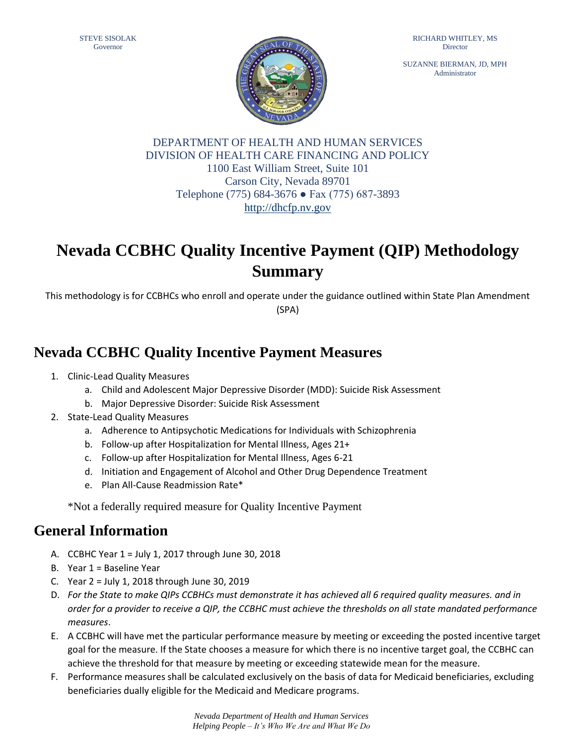STEVE SISOLAK
Governor

RICHARD WHITLEY, MS
Director

SUZANNE BIERMAN, JD, MPH
Administrator

DEPARTMENT OF HEALTH AND HUMAN SERVICES
DIVISION OF HEALTH CARE FINANCING AND POLICY
1100 East William Street, Suite 101
Carson City, Nevada 89701
Telephone (775) 684-3676 ● Fax (775) 687-3893
http://dhcfp.nv.gov

# Nevada CCBHC Quality Incentive Payment (QIP) Methodology Summary

This methodology is for CCBHCs who enroll and operate under the guidance outlined within State Plan Amendment (SPA)

## Nevada CCBHC Quality Incentive Payment Measures

1. Clinic-Lead Quality Measures
   a. Child and Adolescent Major Depressive Disorder (MDD): Suicide Risk Assessment
   b. Major Depressive Disorder: Suicide Risk Assessment
2. State-Lead Quality Measures
   a. Adherence to Antipsychotic Medications for Individuals with Schizophrenia
   b. Follow-up after Hospitalization for Mental Illness, Ages 21+
   c. Follow-up after Hospitalization for Mental Illness, Ages 6-21
   d. Initiation and Engagement of Alcohol and Other Drug Dependence Treatment
   e. Plan All-Cause Readmission Rate*

*Not a federally required measure for Quality Incentive Payment

## General Information

A. CCBHC Year 1 = July 1, 2017 through June 30, 2018
B. Year 1 = Baseline Year
C. Year 2 = July 1, 2018 through June 30, 2019
D. *For the State to make QIPs CCBHCs must demonstrate it has achieved all 6 required quality measures. and in order for a provider to receive a QIP, the CCBHC must achieve the thresholds on all state mandated performance measures*.
E. A CCBHC will have met the particular performance measure by meeting or exceeding the posted incentive target goal for the measure. If the State chooses a measure for which there is no incentive target goal, the CCBHC can achieve the threshold for that measure by meeting or exceeding statewide mean for the measure.
F. Performance measures shall be calculated exclusively on the basis of data for Medicaid beneficiaries, excluding beneficiaries dually eligible for the Medicaid and Medicare programs.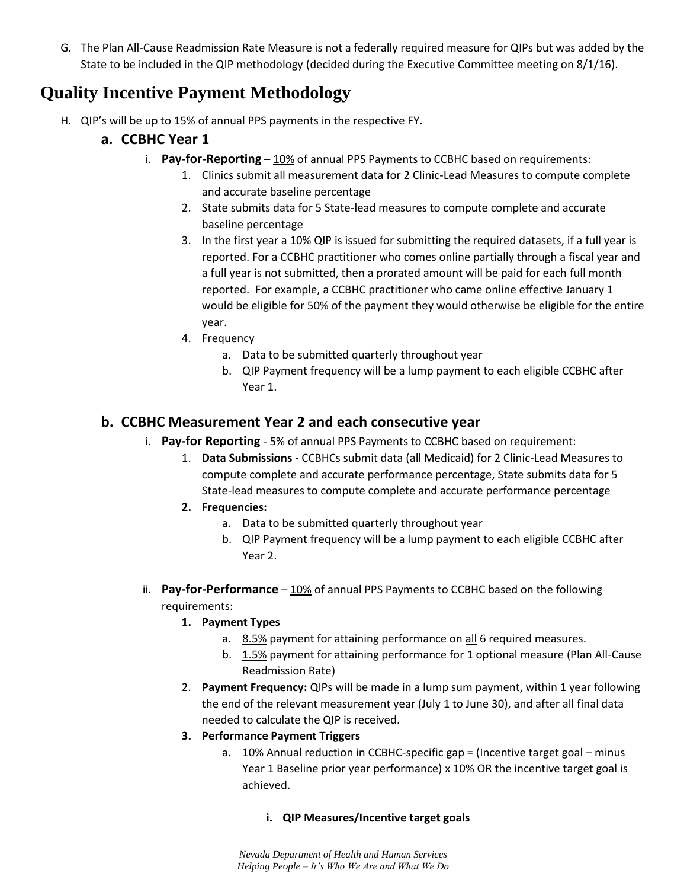G. The Plan All-Cause Readmission Rate Measure is not a federally required measure for QIPs but was added by the State to be included in the QIP methodology (decided during the Executive Committee meeting on 8/1/16).

# Quality Incentive Payment Methodology

H. QIP's will be up to 15% of annual PPS payments in the respective FY.

## a. CCBHC Year 1

i. **Pay-for-Reporting** – 10% of annual PPS Payments to CCBHC based on requirements:

1. Clinics submit all measurement data for 2 Clinic-Lead Measures to compute complete and accurate baseline percentage
2. State submits data for 5 State-lead measures to compute complete and accurate baseline percentage
3. In the first year a 10% QIP is issued for submitting the required datasets, if a full year is reported. For a CCBHC practitioner who comes online partially through a fiscal year and a full year is not submitted, then a prorated amount will be paid for each full month reported. For example, a CCBHC practitioner who came online effective January 1 would be eligible for 50% of the payment they would otherwise be eligible for the entire year.
4. Frequency
   a. Data to be submitted quarterly throughout year
   b. QIP Payment frequency will be a lump payment to each eligible CCBHC after Year 1.

## b. CCBHC Measurement Year 2 and each consecutive year

i. **Pay-for Reporting** - 5% of annual PPS Payments to CCBHC based on requirement:

1. **Data Submissions -** CCBHCs submit data (all Medicaid) for 2 Clinic-Lead Measures to compute complete and accurate performance percentage, State submits data for 5 State-lead measures to compute complete and accurate performance percentage
2. **Frequencies:**
   a. Data to be submitted quarterly throughout year
   b. QIP Payment frequency will be a lump payment to each eligible CCBHC after Year 2.

ii. **Pay-for-Performance** – 10% of annual PPS Payments to CCBHC based on the following requirements:

1. **Payment Types**
   a. 8.5% payment for attaining performance on all 6 required measures.
   b. 1.5% payment for attaining performance for 1 optional measure (Plan All-Cause Readmission Rate)
2. **Payment Frequency:** QIPs will be made in a lump sum payment, within 1 year following the end of the relevant measurement year (July 1 to June 30), and after all final data needed to calculate the QIP is received.
3. **Performance Payment Triggers**
   a. 10% Annual reduction in CCBHC-specific gap = (Incentive target goal – minus Year 1 Baseline prior year performance) x 10% OR the incentive target goal is achieved.

      **i. QIP Measures/Incentive target goals**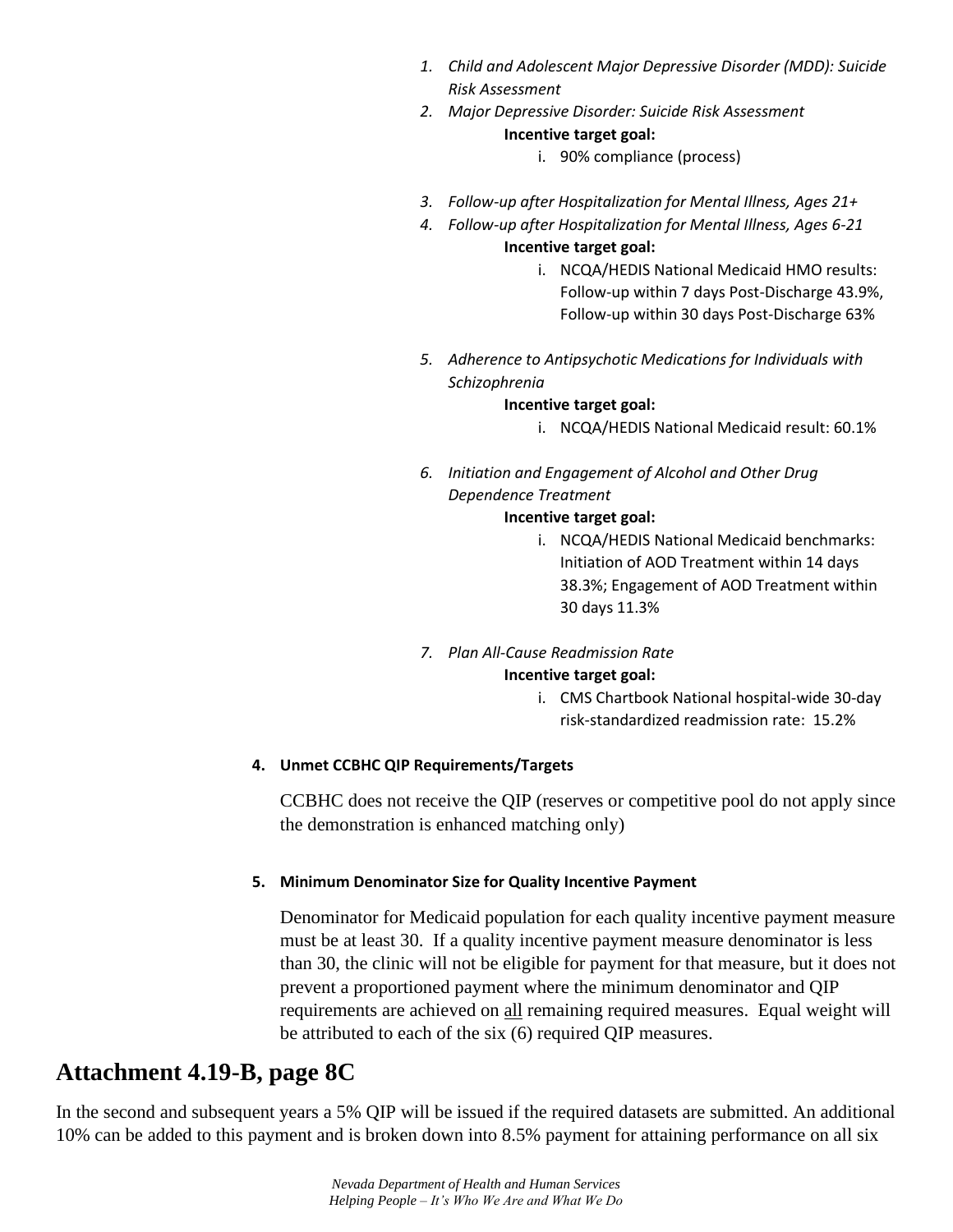1. *Child and Adolescent Major Depressive Disorder (MDD): Suicide Risk Assessment*
2. *Major Depressive Disorder: Suicide Risk Assessment*

   **Incentive target goal:**

   i. 90% compliance (process)

3. *Follow-up after Hospitalization for Mental Illness, Ages 21+*
4. *Follow-up after Hospitalization for Mental Illness, Ages 6-21*

   **Incentive target goal:**

   i. NCQA/HEDIS National Medicaid HMO results: Follow-up within 7 days Post-Discharge 43.9%, Follow-up within 30 days Post-Discharge 63%

5. *Adherence to Antipsychotic Medications for Individuals with Schizophrenia*

   **Incentive target goal:**

   i. NCQA/HEDIS National Medicaid result: 60.1%

6. *Initiation and Engagement of Alcohol and Other Drug Dependence Treatment*

   **Incentive target goal:**

   i. NCQA/HEDIS National Medicaid benchmarks: Initiation of AOD Treatment within 14 days 38.3%; Engagement of AOD Treatment within 30 days 11.3%

7. *Plan All-Cause Readmission Rate*

   **Incentive target goal:**

   i. CMS Chartbook National hospital-wide 30-day risk-standardized readmission rate: 15.2%

**4. Unmet CCBHC QIP Requirements/Targets**

CCBHC does not receive the QIP (reserves or competitive pool do not apply since the demonstration is enhanced matching only)

**5. Minimum Denominator Size for Quality Incentive Payment**

Denominator for Medicaid population for each quality incentive payment measure must be at least 30. If a quality incentive payment measure denominator is less than 30, the clinic will not be eligible for payment for that measure, but it does not prevent a proportioned payment where the minimum denominator and QIP requirements are achieved on all remaining required measures. Equal weight will be attributed to each of the six (6) required QIP measures.

## Attachment 4.19-B, page 8C

In the second and subsequent years a 5% QIP will be issued if the required datasets are submitted. An additional 10% can be added to this payment and is broken down into 8.5% payment for attaining performance on all six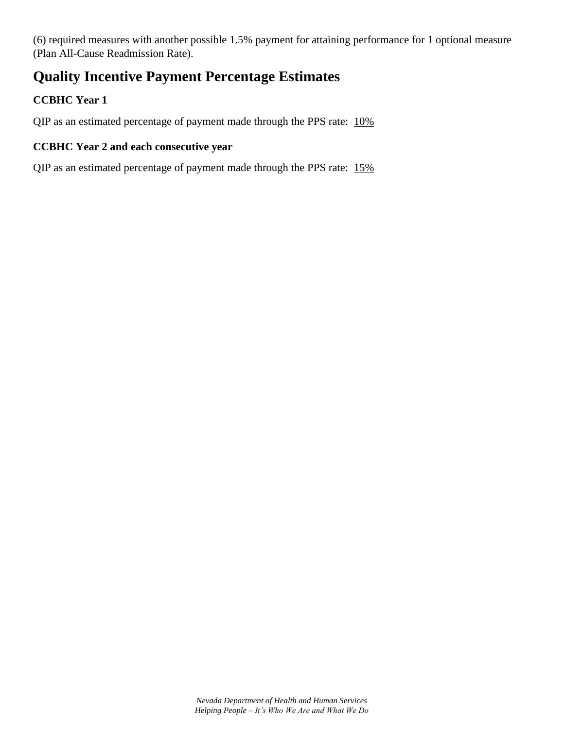(6) required measures with another possible 1.5% payment for attaining performance for 1 optional measure (Plan All-Cause Readmission Rate).

## Quality Incentive Payment Percentage Estimates

### CCBHC Year 1

QIP as an estimated percentage of payment made through the PPS rate: 10%

### CCBHC Year 2 and each consecutive year

QIP as an estimated percentage of payment made through the PPS rate: 15%